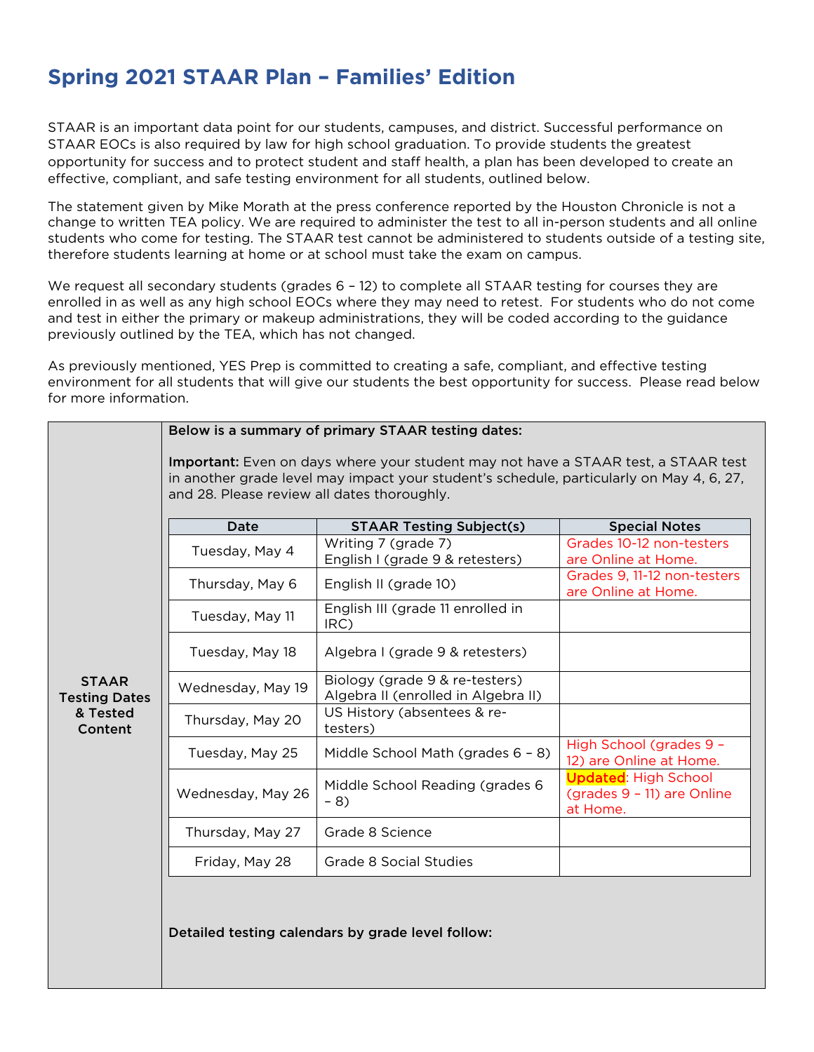# Spring 2021 STAAR Plan – Families' Edition

STAAR is an important data point for our students, campuses, and district. Successful performance on STAAR EOCs is also required by law for high school graduation. To provide students the greatest opportunity for success and to protect student and staff health, a plan has been developed to create an effective, compliant, and safe testing environment for all students, outlined below.

The statement given by Mike Morath at the press conference reported by the Houston Chronicle is not a change to written TEA policy. We are required to administer the test to all in-person students and all online students who come for testing. The STAAR test cannot be administered to students outside of a testing site, therefore students learning at home or at school must take the exam on campus.

We request all secondary students (grades 6 – 12) to complete all STAAR testing for courses they are enrolled in as well as any high school EOCs where they may need to retest. For students who do not come and test in either the primary or makeup administrations, they will be coded according to the guidance previously outlined by the TEA, which has not changed.

As previously mentioned, YES Prep is committed to creating a safe, compliant, and effective testing environment for all students that will give our students the best opportunity for success. Please read below for more information.

## STAAR Testing Dates & Tested Content

**Below is a summary of primary STAAR testing dates:**

**Important:** Even on days where your student may not have a STAAR test, a STAAR test in another grade level may impact your student's schedule, particularly on May 4, 6, 27, and 28. Please review all dates thoroughly.

| Date | STAAR Testing Subject(s) | Special Notes |
|---|---|---|
| Tuesday, May 4 | Writing 7 (grade 7)<br>English I (grade 9 & retesters) | Grades 10-12 non-testers are Online at Home. |
| Thursday, May 6 | English II (grade 10) | Grades 9, 11-12 non-testers are Online at Home. |
| Tuesday, May 11 | English III (grade 11 enrolled in IRC) | |
| Tuesday, May 18 | Algebra I (grade 9 & retesters) | |
| Wednesday, May 19 | Biology (grade 9 & re-testers)<br>Algebra II (enrolled in Algebra II) | |
| Thursday, May 20 | US History (absentees & re-testers) | |
| Tuesday, May 25 | Middle School Math (grades 6 – 8) | High School (grades 9 – 12) are Online at Home. |
| Wednesday, May 26 | Middle School Reading (grades 6 – 8) | **Updated**: High School (grades 9 – 11) are Online at Home. |
| Thursday, May 27 | Grade 8 Science | |
| Friday, May 28 | Grade 8 Social Studies | |

**Detailed testing calendars by grade level follow:**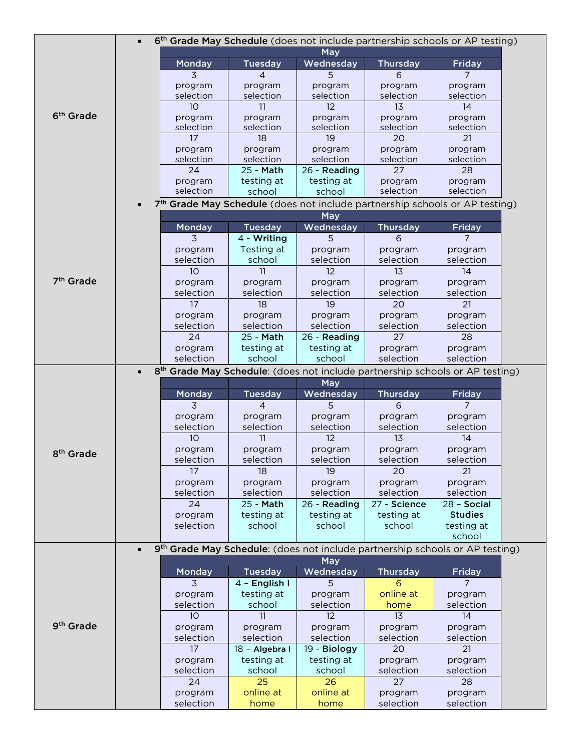**6th Grade**

- **6th Grade May Schedule** (does not include partnership schools or AP testing)

| Monday | Tuesday | Wednesday | Thursday | Friday |
|---|---|---|---|---|
| 3 program selection | 4 program selection | 5 program selection | 6 program selection | 7 program selection |
| 10 program selection | 11 program selection | 12 program selection | 13 program selection | 14 program selection |
| 17 program selection | 18 program selection | 19 program selection | 20 program selection | 21 program selection |
| 24 program selection | 25 - **Math** testing at school | 26 - **Reading** testing at school | 27 program selection | 28 program selection |

**7th Grade**

- **7th Grade May Schedule** (does not include partnership schools or AP testing)

| Monday | Tuesday | Wednesday | Thursday | Friday |
|---|---|---|---|---|
| 3 program selection | 4 - **Writing** Testing at school | 5 program selection | 6 program selection | 7 program selection |
| 10 program selection | 11 program selection | 12 program selection | 13 program selection | 14 program selection |
| 17 program selection | 18 program selection | 19 program selection | 20 program selection | 21 program selection |
| 24 program selection | 25 - **Math** testing at school | 26 - **Reading** testing at school | 27 program selection | 28 program selection |

**8th Grade**

- **8th Grade May Schedule**: (does not include partnership schools or AP testing)

| Monday | Tuesday | Wednesday | Thursday | Friday |
|---|---|---|---|---|
| 3 program selection | 4 program selection | 5 program selection | 6 program selection | 7 program selection |
| 10 program selection | 11 program selection | 12 program selection | 13 program selection | 14 program selection |
| 17 program selection | 18 program selection | 19 program selection | 20 program selection | 21 program selection |
| 24 program selection | 25 - **Math** testing at school | 26 - **Reading** testing at school | 27 - **Science** testing at school | 28 – **Social Studies** testing at school |

**9th Grade**

- **9th Grade May Schedule**: (does not include partnership schools or AP testing)

| Monday | Tuesday | Wednesday | Thursday | Friday |
|---|---|---|---|---|
| 3 program selection | 4 – **English I** testing at school | 5 program selection | 6 online at home | 7 program selection |
| 10 program selection | 11 program selection | 12 program selection | 13 program selection | 14 program selection |
| 17 program selection | 18 – **Algebra I** testing at school | 19 - **Biology** testing at school | 20 program selection | 21 program selection |
| 24 program selection | 25 online at home | 26 online at home | 27 program selection | 28 program selection |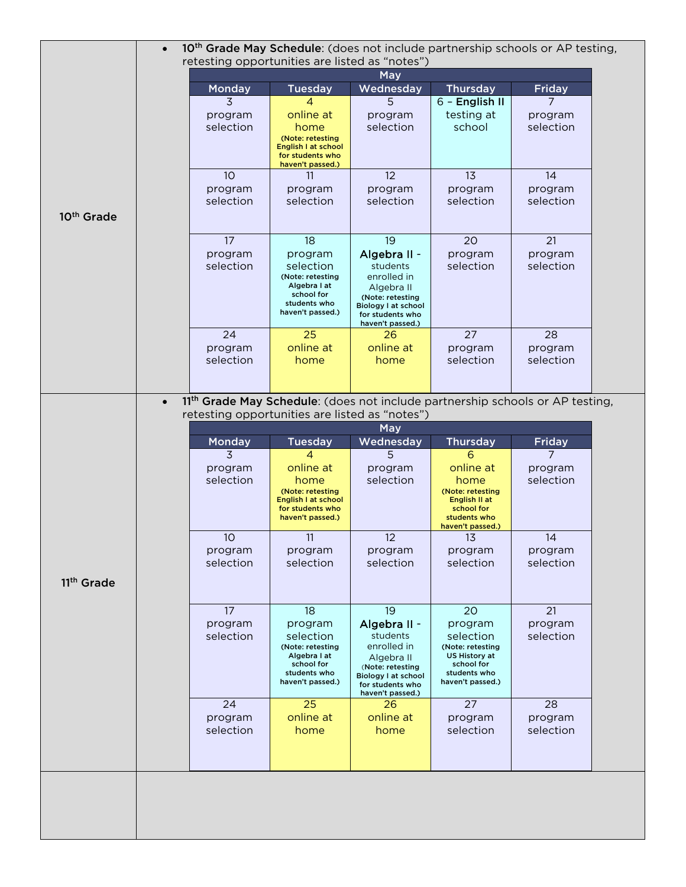## 10th Grade

- **10th Grade May Schedule**: (does not include partnership schools or AP testing, retesting opportunities are listed as "notes")

| May | | | | |
|---|---|---|---|---|
| **Monday** | **Tuesday** | **Wednesday** | **Thursday** | **Friday** |
| 3 program selection | 4 online at home **(Note: retesting English I at school for students who haven't passed.)** | 5 program selection | 6 – **English II** testing at school | 7 program selection |
| 10 program selection | 11 program selection | 12 program selection | 13 program selection | 14 program selection |
| 17 program selection | 18 program selection **(Note: retesting Algebra I at school for students who haven't passed.)** | 19 **Algebra II** - students enrolled in Algebra II **(Note: retesting Biology I at school for students who haven't passed.)** | 20 program selection | 21 program selection |
| 24 program selection | 25 online at home | 26 online at home | 27 program selection | 28 program selection |

## 11th Grade

- **11th Grade May Schedule**: (does not include partnership schools or AP testing, retesting opportunities are listed as "notes")

| May | | | | |
|---|---|---|---|---|
| **Monday** | **Tuesday** | **Wednesday** | **Thursday** | **Friday** |
| 3 program selection | 4 online at home **(Note: retesting English I at school for students who haven't passed.)** | 5 program selection | 6 online at home **(Note: retesting English II at school for students who haven't passed.)** | 7 program selection |
| 10 program selection | 11 program selection | 12 program selection | 13 program selection | 14 program selection |
| 17 program selection | 18 program selection **(Note: retesting Algebra I at school for students who haven't passed.)** | 19 **Algebra II** - students enrolled in Algebra II **(Note: retesting Biology I at school for students who haven't passed.)** | 20 program selection **(Note: retesting US History at school for students who haven't passed.)** | 21 program selection |
| 24 program selection | 25 online at home | 26 online at home | 27 program selection | 28 program selection |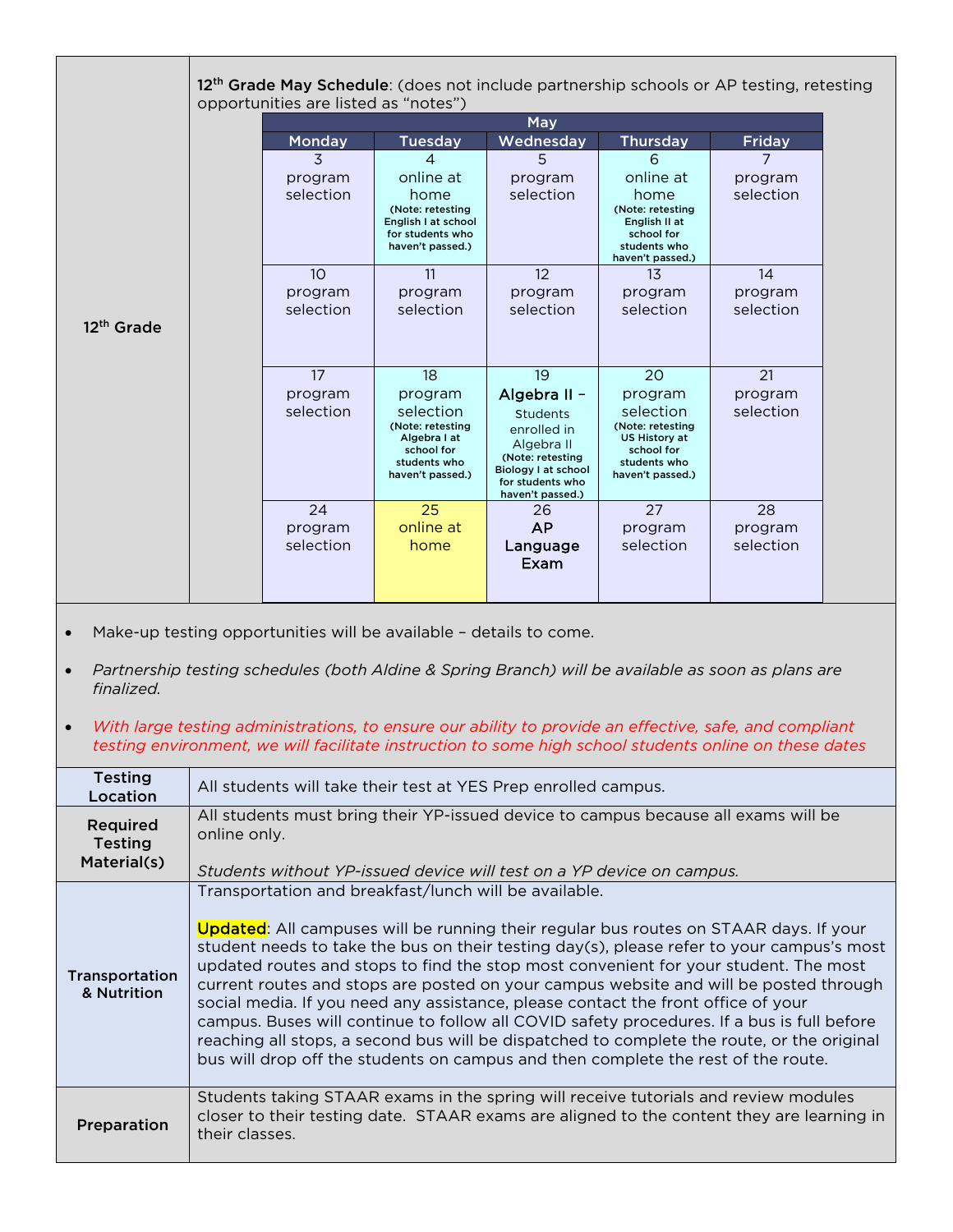## 12th Grade

**12th Grade May Schedule**: (does not include partnership schools or AP testing, retesting opportunities are listed as "notes")

| May | | | | |
|---|---|---|---|---|
| **Monday** | **Tuesday** | **Wednesday** | **Thursday** | **Friday** |
| 3 program selection | 4 online at home (Note: retesting English I at school for students who haven't passed.) | 5 program selection | 6 online at home (Note: retesting English II at school for students who haven't passed.) | 7 program selection |
| 10 program selection | 11 program selection | 12 program selection | 13 program selection | 14 program selection |
| 17 program selection | 18 program selection (Note: retesting Algebra I at school for students who haven't passed.) | 19 Algebra II – Students enrolled in Algebra II (Note: retesting Biology I at school for students who haven't passed.) | 20 program selection (Note: retesting US History at school for students who haven't passed.) | 21 program selection |
| 24 program selection | 25 online at home | 26 AP Language Exam | 27 program selection | 28 program selection |

- Make-up testing opportunities will be available – details to come.
- *Partnership testing schedules (both Aldine & Spring Branch) will be available as soon as plans are finalized.*
- *With large testing administrations, to ensure our ability to provide an effective, safe, and compliant testing environment, we will facilitate instruction to some high school students online on these dates*

| | |
|---|---|
| **Testing Location** | All students will take their test at YES Prep enrolled campus. |
| **Required Testing Material(s)** | All students must bring their YP-issued device to campus because all exams will be online only.<br><br>*Students without YP-issued device will test on a YP device on campus.* |
| **Transportation & Nutrition** | Transportation and breakfast/lunch will be available.<br><br>Updated: All campuses will be running their regular bus routes on STAAR days. If your student needs to take the bus on their testing day(s), please refer to your campus's most updated routes and stops to find the stop most convenient for your student. The most current routes and stops are posted on your campus website and will be posted through social media. If you need any assistance, please contact the front office of your campus. Buses will continue to follow all COVID safety procedures. If a bus is full before reaching all stops, a second bus will be dispatched to complete the route, or the original bus will drop off the students on campus and then complete the rest of the route. |
| **Preparation** | Students taking STAAR exams in the spring will receive tutorials and review modules closer to their testing date. STAAR exams are aligned to the content they are learning in their classes. |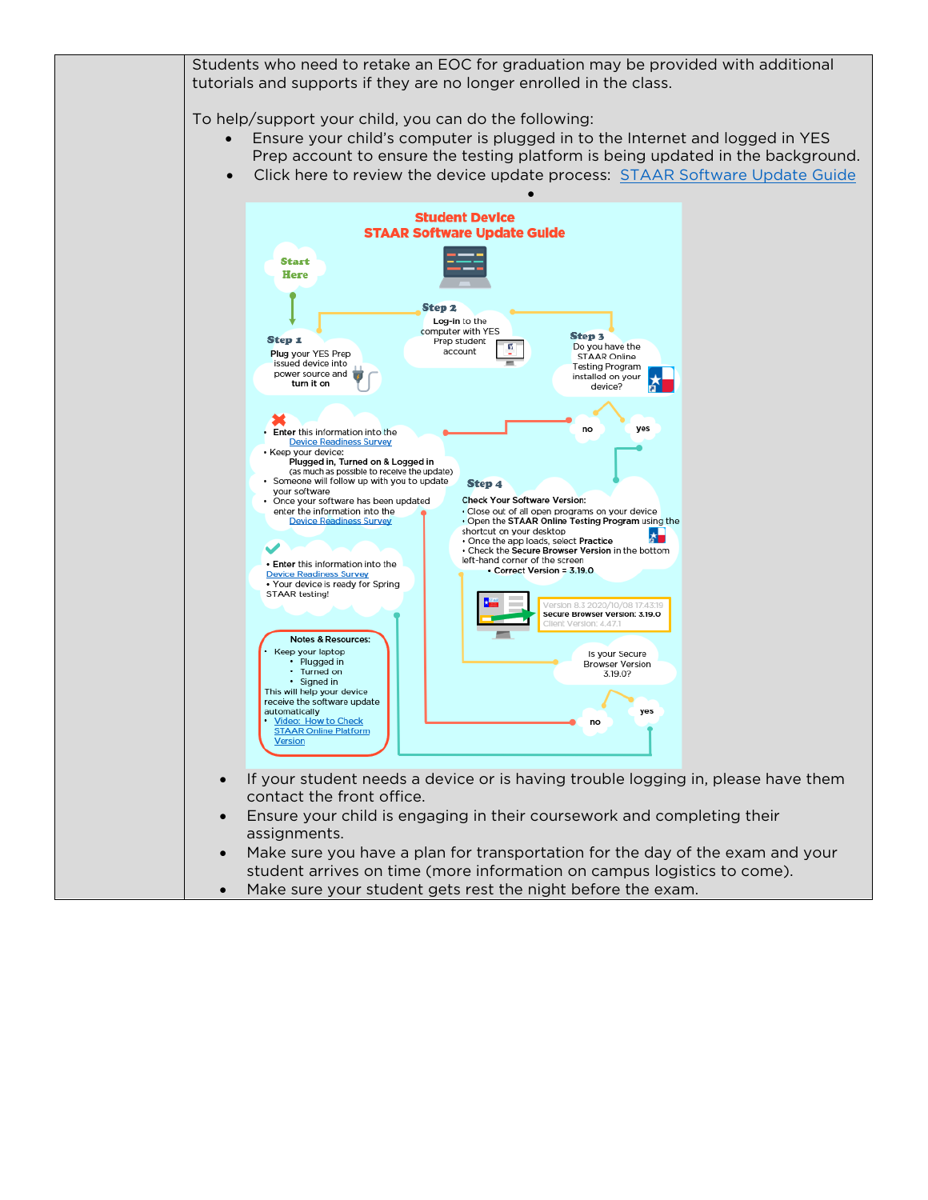| | |
|---|---|
| | Students who need to retake an EOC for graduation may be provided with additional tutorials and supports if they are no longer enrolled in the class.<br><br>To help/support your child, you can do the following:<br>• Ensure your child's computer is plugged in to the Internet and logged in YES Prep account to ensure the testing platform is being updated in the background.<br>• Click here to review the device update process: STAAR Software Update Guide<br><br>**Student Device STAAR Software Update Guide**<br>Start Here<br>Step 1 Plug your YES Prep issued device into power source and turn it on<br>Step 2 Log-in to the computer with YES Prep student account<br>Step 3 Do you have the STAAR Online Testing Program installed on your device?<br>no: • Enter this information into the Device Readiness Survey • Keep your device: Plugged in, Turned on & Logged in (as much as possible to receive the update) • Someone will follow up with you to update your software • Once your software has been updated enter the information into the Device Readiness Survey<br>yes: Step 4 Check Your Software Version: • Close out of all open programs on your device • Open the STAAR Online Testing Program using the shortcut on your desktop • Once the app loads, select Practice • Check the Secure Browser Version in the bottom left-hand corner of the screen • Correct Version = 3.19.0<br>Version 8.3 2020/10/08 17:43:19 Secure Browser Version: 3.19.0 Client Version: 4.47.1<br>Is your Secure Browser Version 3.19.0? no / yes<br>• Enter this information into the Device Readiness Survey • Your device is ready for Spring STAAR testing!<br>Notes & Resources: • Keep your laptop • Plugged in • Turned on • Signed in This will help your device receive the software update automatically • Video: How to Check STAAR Online Platform Version<br><br>• If your student needs a device or is having trouble logging in, please have them contact the front office.<br>• Ensure your child is engaging in their coursework and completing their assignments.<br>• Make sure you have a plan for transportation for the day of the exam and your student arrives on time (more information on campus logistics to come).<br>• Make sure your student gets rest the night before the exam. |